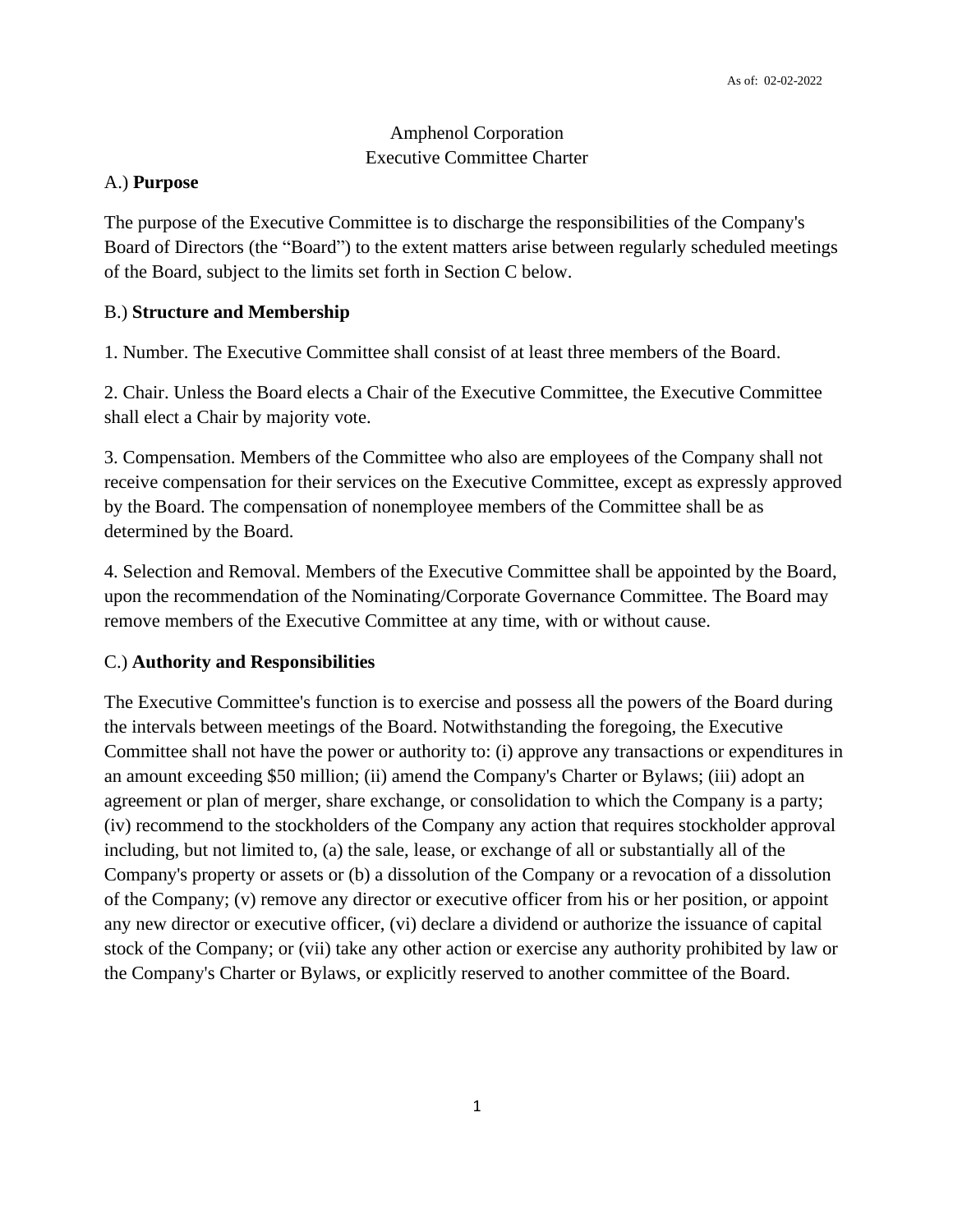As of: 02-02-2022

# Amphenol Corporation
## Executive Committee Charter

A.) **Purpose**

The purpose of the Executive Committee is to discharge the responsibilities of the Company's Board of Directors (the "Board") to the extent matters arise between regularly scheduled meetings of the Board, subject to the limits set forth in Section C below.

B.) **Structure and Membership**

1. Number. The Executive Committee shall consist of at least three members of the Board.

2. Chair. Unless the Board elects a Chair of the Executive Committee, the Executive Committee shall elect a Chair by majority vote.

3. Compensation. Members of the Committee who also are employees of the Company shall not receive compensation for their services on the Executive Committee, except as expressly approved by the Board. The compensation of nonemployee members of the Committee shall be as determined by the Board.

4. Selection and Removal. Members of the Executive Committee shall be appointed by the Board, upon the recommendation of the Nominating/Corporate Governance Committee. The Board may remove members of the Executive Committee at any time, with or without cause.

C.) **Authority and Responsibilities**

The Executive Committee's function is to exercise and possess all the powers of the Board during the intervals between meetings of the Board. Notwithstanding the foregoing, the Executive Committee shall not have the power or authority to: (i) approve any transactions or expenditures in an amount exceeding $50 million; (ii) amend the Company's Charter or Bylaws; (iii) adopt an agreement or plan of merger, share exchange, or consolidation to which the Company is a party; (iv) recommend to the stockholders of the Company any action that requires stockholder approval including, but not limited to, (a) the sale, lease, or exchange of all or substantially all of the Company's property or assets or (b) a dissolution of the Company or a revocation of a dissolution of the Company; (v) remove any director or executive officer from his or her position, or appoint any new director or executive officer, (vi) declare a dividend or authorize the issuance of capital stock of the Company; or (vii) take any other action or exercise any authority prohibited by law or the Company's Charter or Bylaws, or explicitly reserved to another committee of the Board.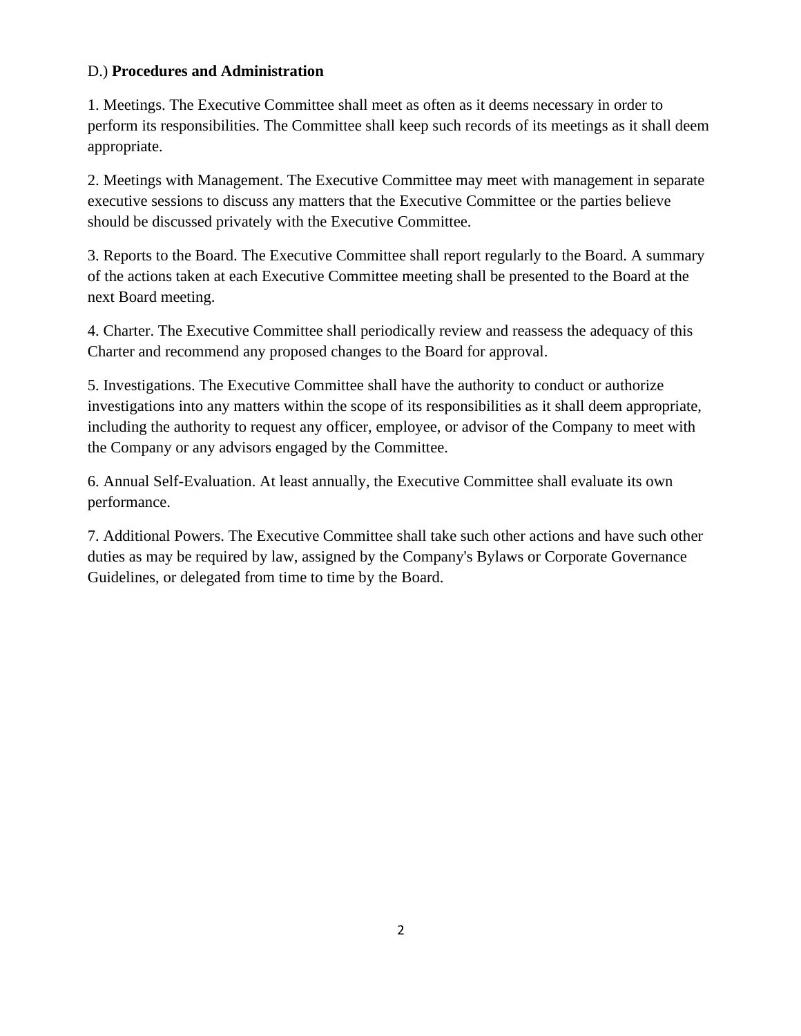D.) **Procedures and Administration**

1. Meetings. The Executive Committee shall meet as often as it deems necessary in order to perform its responsibilities. The Committee shall keep such records of its meetings as it shall deem appropriate.

2. Meetings with Management. The Executive Committee may meet with management in separate executive sessions to discuss any matters that the Executive Committee or the parties believe should be discussed privately with the Executive Committee.

3. Reports to the Board. The Executive Committee shall report regularly to the Board. A summary of the actions taken at each Executive Committee meeting shall be presented to the Board at the next Board meeting.

4. Charter. The Executive Committee shall periodically review and reassess the adequacy of this Charter and recommend any proposed changes to the Board for approval.

5. Investigations. The Executive Committee shall have the authority to conduct or authorize investigations into any matters within the scope of its responsibilities as it shall deem appropriate, including the authority to request any officer, employee, or advisor of the Company to meet with the Company or any advisors engaged by the Committee.

6. Annual Self-Evaluation. At least annually, the Executive Committee shall evaluate its own performance.

7. Additional Powers. The Executive Committee shall take such other actions and have such other duties as may be required by law, assigned by the Company's Bylaws or Corporate Governance Guidelines, or delegated from time to time by the Board.